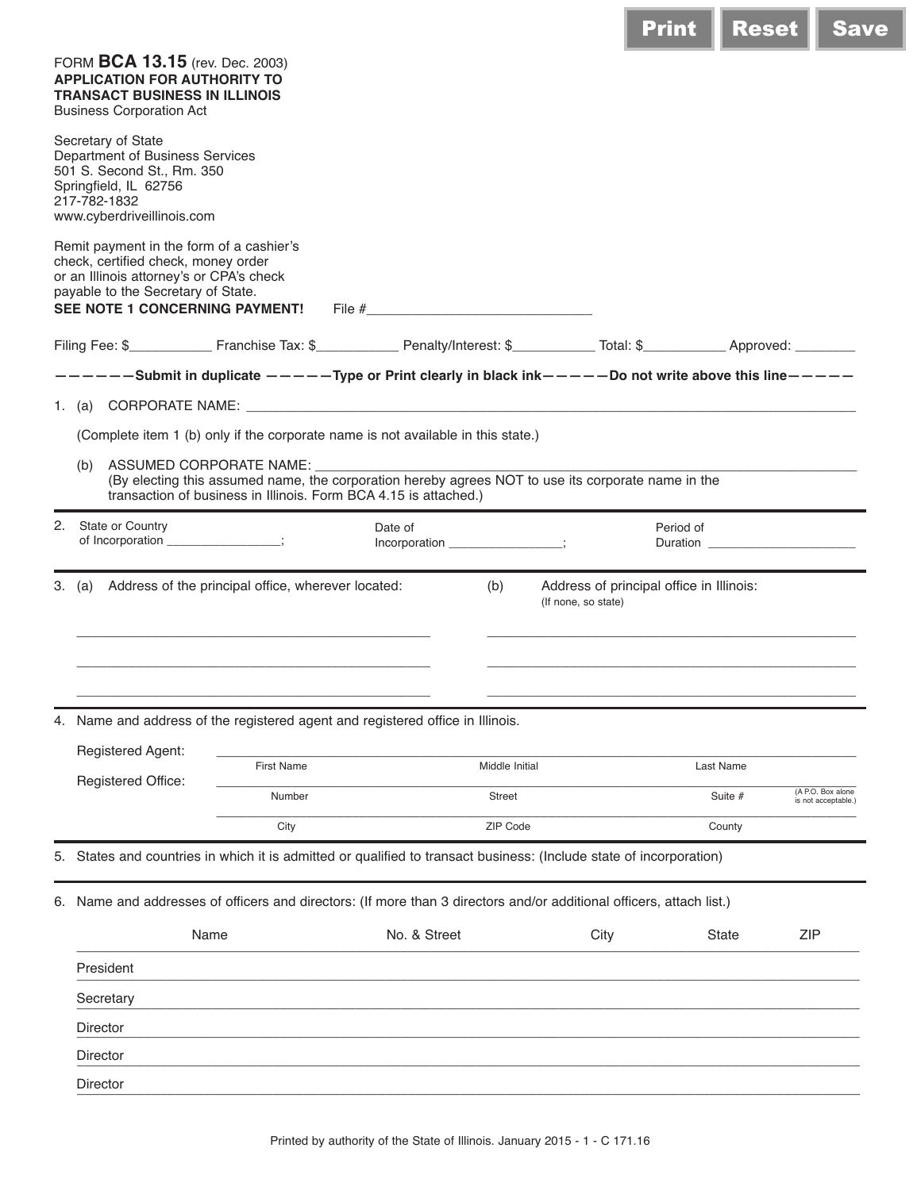FORM **BCA 13.15** (rev. Dec. 2003)
**APPLICATION FOR AUTHORITY TO TRANSACT BUSINESS IN ILLINOIS**
Business Corporation Act

Secretary of State
Department of Business Services
501 S. Second St., Rm. 350
Springfield, IL 62756
217-782-1832
www.cyberdriveillinois.com

Remit payment in the form of a cashier's check, certified check, money order or an Illinois attorney's or CPA's check payable to the Secretary of State.
**SEE NOTE 1 CONCERNING PAYMENT!**

File #______________________________

Filing Fee: $__________ Franchise Tax: $__________ Penalty/Interest: $__________ Total: $__________ Approved: ________

**——————Submit in duplicate —————Type or Print clearly in black ink—————Do not write above this line—————**

1. (a) CORPORATE NAME: ______________________________________________

   (Complete item 1 (b) only if the corporate name is not available in this state.)

   (b) ASSUMED CORPORATE NAME: ______________________________________________
   (By electing this assumed name, the corporation hereby agrees NOT to use its corporate name in the transaction of business in Illinois. Form BCA 4.15 is attached.)

2. State or Country of Incorporation ________________; Date of Incorporation ________________; Period of Duration ______________________

3. (a) Address of the principal office, wherever located:

   ______________________________________________
   ______________________________________________
   ______________________________________________

   (b) Address of principal office in Illinois:
   (If none, so state)

   ______________________________________________
   ______________________________________________
   ______________________________________________

4. Name and address of the registered agent and registered office in Illinois.

   Registered Agent: ______________________________________________
   First Name / Middle Initial / Last Name

   Registered Office: ______________________________________________
   Number / Street / Suite # (A P.O. Box alone is not acceptable.)

   ______________________________________________
   City / ZIP Code / County

5. States and countries in which it is admitted or qualified to transact business: (Include state of incorporation)

6. Name and addresses of officers and directors: (If more than 3 directors and/or additional officers, attach list.)

| | Name | No. & Street | City | State | ZIP |
|---|---|---|---|---|---|
| President | | | | | |
| Secretary | | | | | |
| Director | | | | | |
| Director | | | | | |
| Director | | | | | |

Printed by authority of the State of Illinois. January 2015 - 1 - C 171.16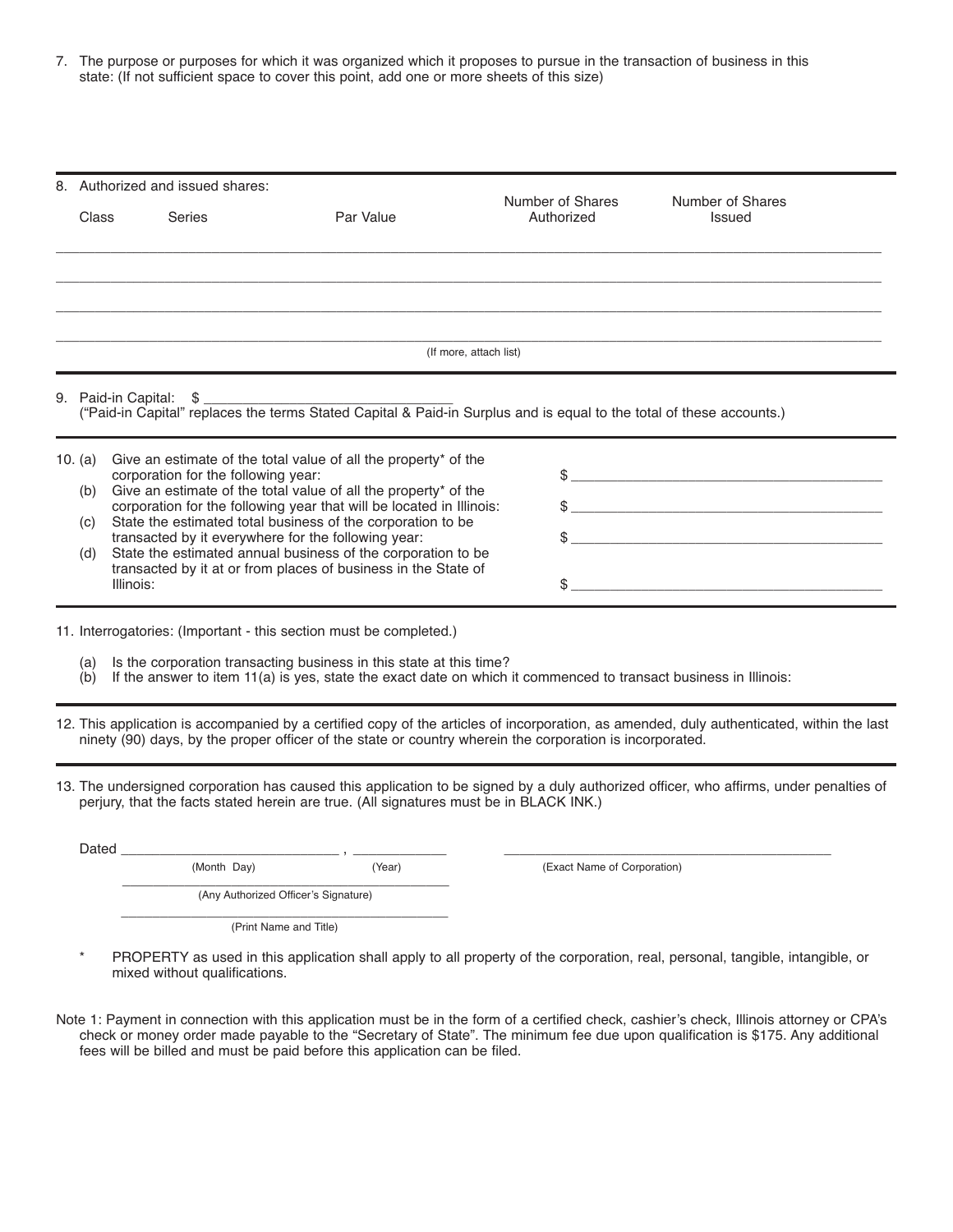7. The purpose or purposes for which it was organized which it proposes to pursue in the transaction of business in this state: (If not sufficient space to cover this point, add one or more sheets of this size)

8. Authorized and issued shares:

| Class | Series | Par Value | Number of Shares Authorized | Number of Shares Issued |
|---|---|---|---|---|
| | | | | |
| | | | | |
| | | | | |
| | | | | |

(If more, attach list)

9. Paid-in Capital: $ ______________________________
("Paid-in Capital" replaces the terms Stated Capital & Paid-in Surplus and is equal to the total of these accounts.)

10. (a) Give an estimate of the total value of all the property* of the corporation for the following year: $ ______________________________
(b) Give an estimate of the total value of all the property* of the corporation for the following year that will be located in Illinois: $ ______________________________
(c) State the estimated total business of the corporation to be transacted by it everywhere for the following year: $ ______________________________
(d) State the estimated annual business of the corporation to be transacted by it at or from places of business in the State of Illinois: $ ______________________________

11. Interrogatories: (Important - this section must be completed.)

(a) Is the corporation transacting business in this state at this time?
(b) If the answer to item 11(a) is yes, state the exact date on which it commenced to transact business in Illinois:

12. This application is accompanied by a certified copy of the articles of incorporation, as amended, duly authenticated, within the last ninety (90) days, by the proper officer of the state or country wherein the corporation is incorporated.

13. The undersigned corporation has caused this application to be signed by a duly authorized officer, who affirms, under penalties of perjury, that the facts stated herein are true. (All signatures must be in BLACK INK.)

Dated ______________________________ , ______________ ______________________________________________
(Month Day) (Year) (Exact Name of Corporation)

______________________________________________
(Any Authorized Officer's Signature)

______________________________________________
(Print Name and Title)

\* PROPERTY as used in this application shall apply to all property of the corporation, real, personal, tangible, intangible, or mixed without qualifications.

Note 1: Payment in connection with this application must be in the form of a certified check, cashier's check, Illinois attorney or CPA's check or money order made payable to the "Secretary of State". The minimum fee due upon qualification is $175. Any additional fees will be billed and must be paid before this application can be filed.